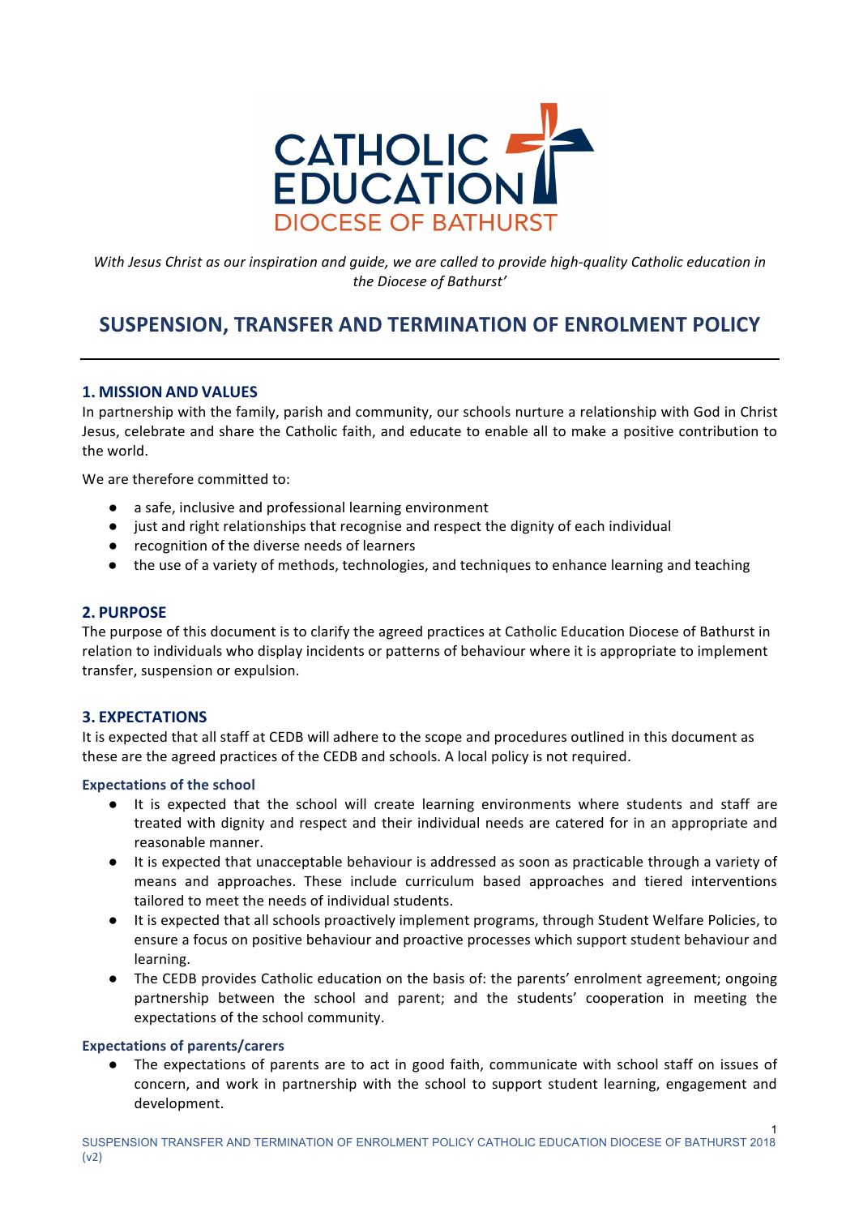CATHOLIC EDUCATION
DIOCESE OF BATHURST

*With Jesus Christ as our inspiration and guide, we are called to provide high-quality Catholic education in the Diocese of Bathurst'*

# SUSPENSION, TRANSFER AND TERMINATION OF ENROLMENT POLICY

## 1. MISSION AND VALUES

In partnership with the family, parish and community, our schools nurture a relationship with God in Christ Jesus, celebrate and share the Catholic faith, and educate to enable all to make a positive contribution to the world.

We are therefore committed to:

- a safe, inclusive and professional learning environment
- just and right relationships that recognise and respect the dignity of each individual
- recognition of the diverse needs of learners
- the use of a variety of methods, technologies, and techniques to enhance learning and teaching

## 2. PURPOSE

The purpose of this document is to clarify the agreed practices at Catholic Education Diocese of Bathurst in relation to individuals who display incidents or patterns of behaviour where it is appropriate to implement transfer, suspension or expulsion.

## 3. EXPECTATIONS

It is expected that all staff at CEDB will adhere to the scope and procedures outlined in this document as these are the agreed practices of the CEDB and schools. A local policy is not required.

### Expectations of the school

- It is expected that the school will create learning environments where students and staff are treated with dignity and respect and their individual needs are catered for in an appropriate and reasonable manner.
- It is expected that unacceptable behaviour is addressed as soon as practicable through a variety of means and approaches. These include curriculum based approaches and tiered interventions tailored to meet the needs of individual students.
- It is expected that all schools proactively implement programs, through Student Welfare Policies, to ensure a focus on positive behaviour and proactive processes which support student behaviour and learning.
- The CEDB provides Catholic education on the basis of: the parents' enrolment agreement; ongoing partnership between the school and parent; and the students' cooperation in meeting the expectations of the school community.

### Expectations of parents/carers

- The expectations of parents are to act in good faith, communicate with school staff on issues of concern, and work in partnership with the school to support student learning, engagement and development.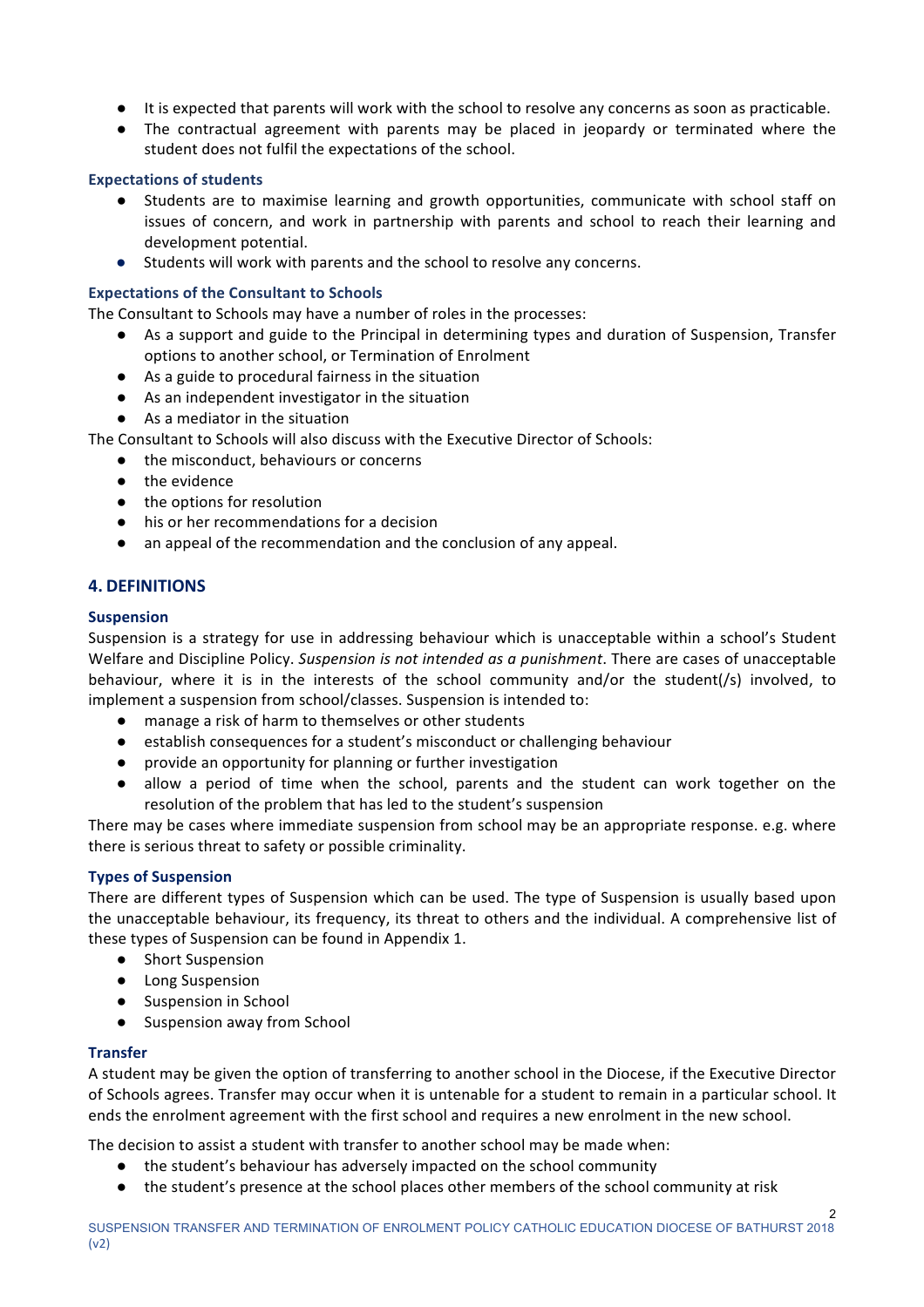- It is expected that parents will work with the school to resolve any concerns as soon as practicable.
- The contractual agreement with parents may be placed in jeopardy or terminated where the student does not fulfil the expectations of the school.

### Expectations of students

- Students are to maximise learning and growth opportunities, communicate with school staff on issues of concern, and work in partnership with parents and school to reach their learning and development potential.
- Students will work with parents and the school to resolve any concerns.

### Expectations of the Consultant to Schools

The Consultant to Schools may have a number of roles in the processes:

- As a support and guide to the Principal in determining types and duration of Suspension, Transfer options to another school, or Termination of Enrolment
- As a guide to procedural fairness in the situation
- As an independent investigator in the situation
- As a mediator in the situation

The Consultant to Schools will also discuss with the Executive Director of Schools:

- the misconduct, behaviours or concerns
- the evidence
- the options for resolution
- his or her recommendations for a decision
- an appeal of the recommendation and the conclusion of any appeal.

## 4. DEFINITIONS

### Suspension

Suspension is a strategy for use in addressing behaviour which is unacceptable within a school's Student Welfare and Discipline Policy. *Suspension is not intended as a punishment.* There are cases of unacceptable behaviour, where it is in the interests of the school community and/or the student(/s) involved, to implement a suspension from school/classes. Suspension is intended to:

- manage a risk of harm to themselves or other students
- establish consequences for a student's misconduct or challenging behaviour
- provide an opportunity for planning or further investigation
- allow a period of time when the school, parents and the student can work together on the resolution of the problem that has led to the student's suspension

There may be cases where immediate suspension from school may be an appropriate response. e.g. where there is serious threat to safety or possible criminality.

### Types of Suspension

There are different types of Suspension which can be used. The type of Suspension is usually based upon the unacceptable behaviour, its frequency, its threat to others and the individual. A comprehensive list of these types of Suspension can be found in Appendix 1.

- Short Suspension
- Long Suspension
- Suspension in School
- Suspension away from School

### Transfer

A student may be given the option of transferring to another school in the Diocese, if the Executive Director of Schools agrees. Transfer may occur when it is untenable for a student to remain in a particular school. It ends the enrolment agreement with the first school and requires a new enrolment in the new school.

The decision to assist a student with transfer to another school may be made when:

- the student's behaviour has adversely impacted on the school community
- the student's presence at the school places other members of the school community at risk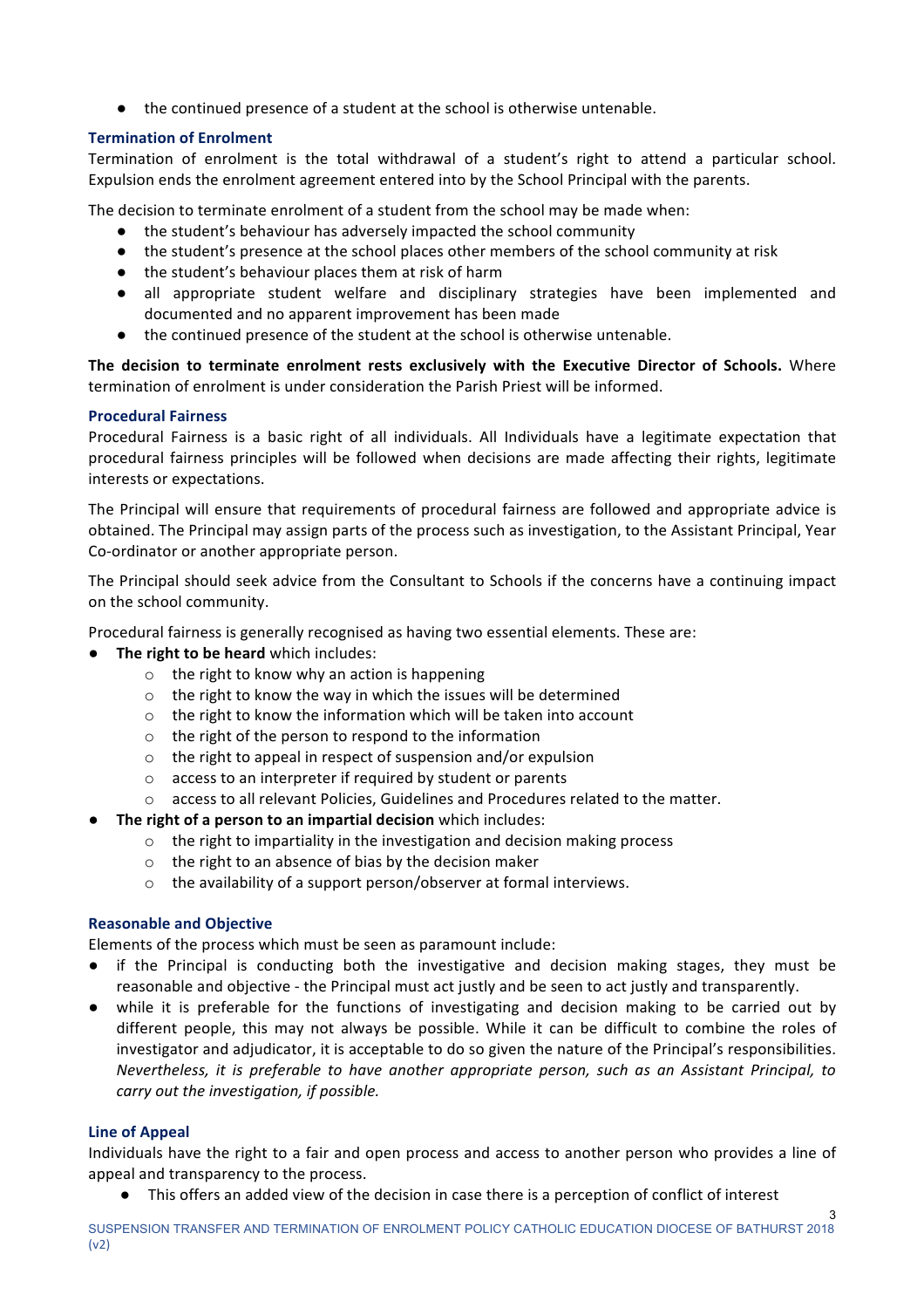- the continued presence of a student at the school is otherwise untenable.

### Termination of Enrolment

Termination of enrolment is the total withdrawal of a student's right to attend a particular school. Expulsion ends the enrolment agreement entered into by the School Principal with the parents.

The decision to terminate enrolment of a student from the school may be made when:

- the student's behaviour has adversely impacted the school community
- the student's presence at the school places other members of the school community at risk
- the student's behaviour places them at risk of harm
- all appropriate student welfare and disciplinary strategies have been implemented and documented and no apparent improvement has been made
- the continued presence of the student at the school is otherwise untenable.

**The decision to terminate enrolment rests exclusively with the Executive Director of Schools.** Where termination of enrolment is under consideration the Parish Priest will be informed.

### Procedural Fairness

Procedural Fairness is a basic right of all individuals. All Individuals have a legitimate expectation that procedural fairness principles will be followed when decisions are made affecting their rights, legitimate interests or expectations.

The Principal will ensure that requirements of procedural fairness are followed and appropriate advice is obtained. The Principal may assign parts of the process such as investigation, to the Assistant Principal, Year Co-ordinator or another appropriate person.

The Principal should seek advice from the Consultant to Schools if the concerns have a continuing impact on the school community.

Procedural fairness is generally recognised as having two essential elements. These are:

- **The right to be heard** which includes:
  - the right to know why an action is happening
  - the right to know the way in which the issues will be determined
  - the right to know the information which will be taken into account
  - the right of the person to respond to the information
  - the right to appeal in respect of suspension and/or expulsion
  - access to an interpreter if required by student or parents
  - access to all relevant Policies, Guidelines and Procedures related to the matter.
- **The right of a person to an impartial decision** which includes:
  - the right to impartiality in the investigation and decision making process
  - the right to an absence of bias by the decision maker
  - the availability of a support person/observer at formal interviews.

### Reasonable and Objective

Elements of the process which must be seen as paramount include:

- if the Principal is conducting both the investigative and decision making stages, they must be reasonable and objective - the Principal must act justly and be seen to act justly and transparently.
- while it is preferable for the functions of investigating and decision making to be carried out by different people, this may not always be possible. While it can be difficult to combine the roles of investigator and adjudicator, it is acceptable to do so given the nature of the Principal's responsibilities. *Nevertheless, it is preferable to have another appropriate person, such as an Assistant Principal, to carry out the investigation, if possible.*

### Line of Appeal

Individuals have the right to a fair and open process and access to another person who provides a line of appeal and transparency to the process.

- This offers an added view of the decision in case there is a perception of conflict of interest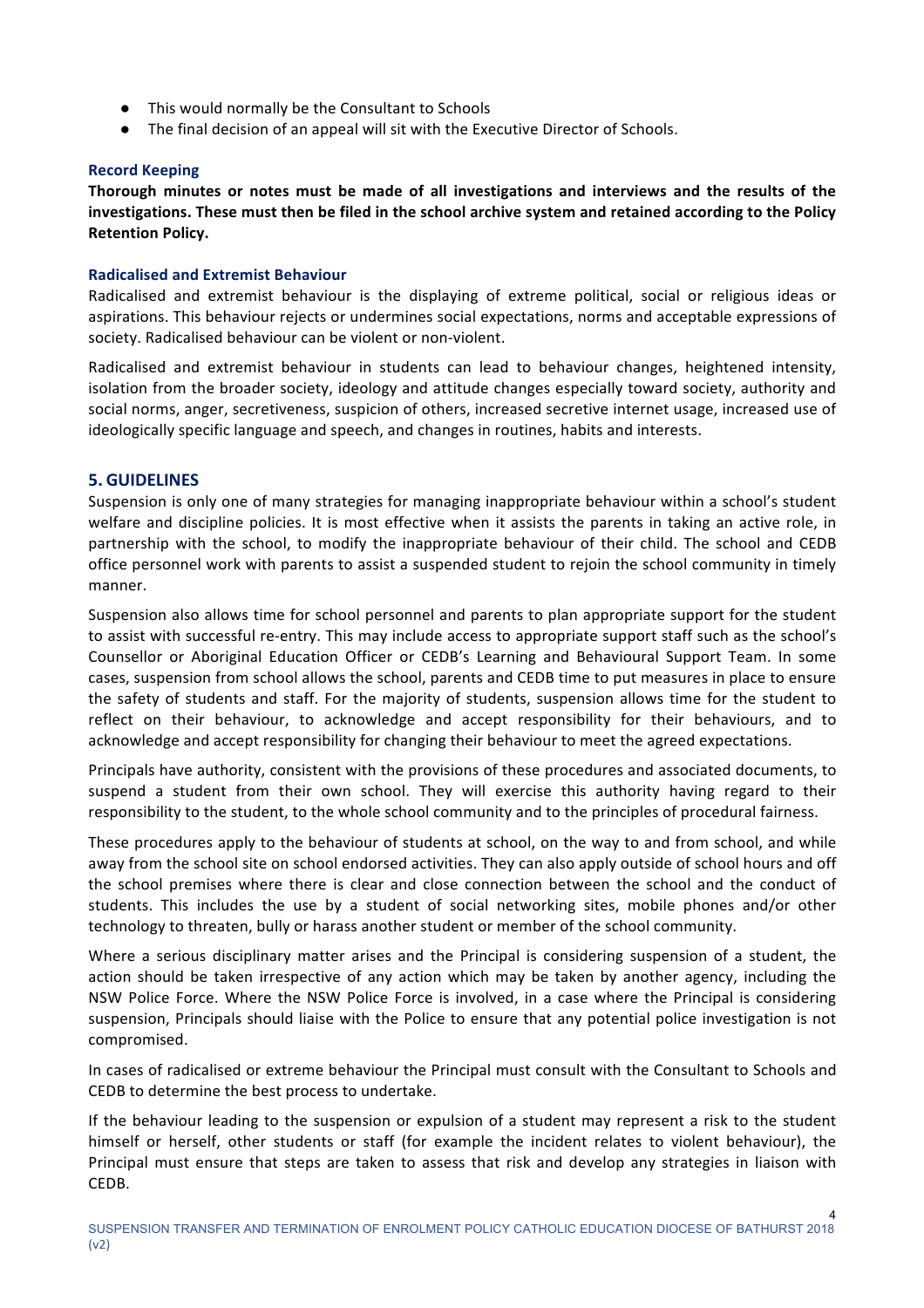- This would normally be the Consultant to Schools
- The final decision of an appeal will sit with the Executive Director of Schools.

### Record Keeping

**Thorough minutes or notes must be made of all investigations and interviews and the results of the investigations. These must then be filed in the school archive system and retained according to the Policy Retention Policy.**

### Radicalised and Extremist Behaviour

Radicalised and extremist behaviour is the displaying of extreme political, social or religious ideas or aspirations. This behaviour rejects or undermines social expectations, norms and acceptable expressions of society. Radicalised behaviour can be violent or non-violent.

Radicalised and extremist behaviour in students can lead to behaviour changes, heightened intensity, isolation from the broader society, ideology and attitude changes especially toward society, authority and social norms, anger, secretiveness, suspicion of others, increased secretive internet usage, increased use of ideologically specific language and speech, and changes in routines, habits and interests.

## 5. GUIDELINES

Suspension is only one of many strategies for managing inappropriate behaviour within a school's student welfare and discipline policies. It is most effective when it assists the parents in taking an active role, in partnership with the school, to modify the inappropriate behaviour of their child. The school and CEDB office personnel work with parents to assist a suspended student to rejoin the school community in timely manner.

Suspension also allows time for school personnel and parents to plan appropriate support for the student to assist with successful re-entry. This may include access to appropriate support staff such as the school's Counsellor or Aboriginal Education Officer or CEDB's Learning and Behavioural Support Team. In some cases, suspension from school allows the school, parents and CEDB time to put measures in place to ensure the safety of students and staff. For the majority of students, suspension allows time for the student to reflect on their behaviour, to acknowledge and accept responsibility for their behaviours, and to acknowledge and accept responsibility for changing their behaviour to meet the agreed expectations.

Principals have authority, consistent with the provisions of these procedures and associated documents, to suspend a student from their own school. They will exercise this authority having regard to their responsibility to the student, to the whole school community and to the principles of procedural fairness.

These procedures apply to the behaviour of students at school, on the way to and from school, and while away from the school site on school endorsed activities. They can also apply outside of school hours and off the school premises where there is clear and close connection between the school and the conduct of students. This includes the use by a student of social networking sites, mobile phones and/or other technology to threaten, bully or harass another student or member of the school community.

Where a serious disciplinary matter arises and the Principal is considering suspension of a student, the action should be taken irrespective of any action which may be taken by another agency, including the NSW Police Force. Where the NSW Police Force is involved, in a case where the Principal is considering suspension, Principals should liaise with the Police to ensure that any potential police investigation is not compromised.

In cases of radicalised or extreme behaviour the Principal must consult with the Consultant to Schools and CEDB to determine the best process to undertake.

If the behaviour leading to the suspension or expulsion of a student may represent a risk to the student himself or herself, other students or staff (for example the incident relates to violent behaviour), the Principal must ensure that steps are taken to assess that risk and develop any strategies in liaison with CEDB.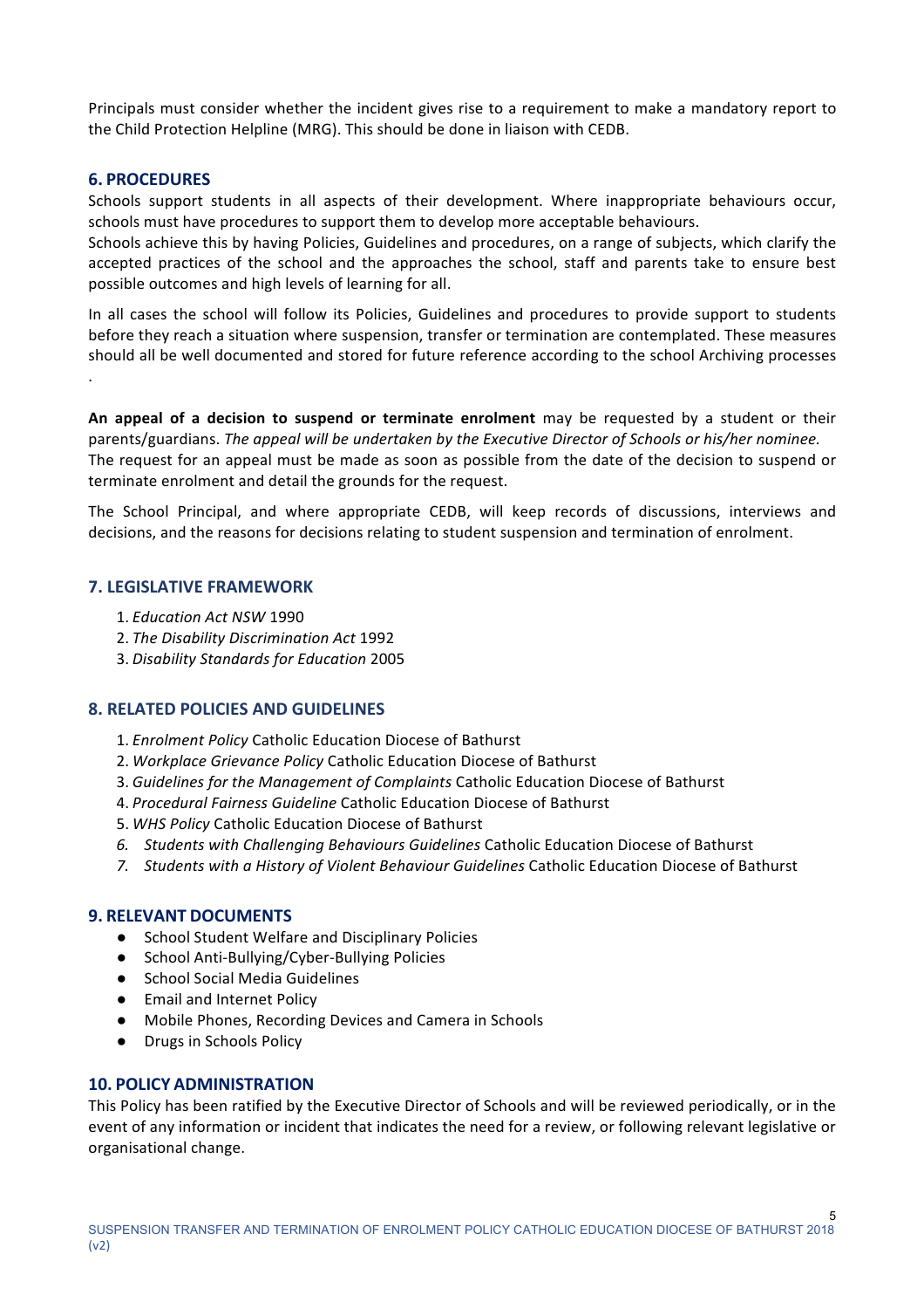Principals must consider whether the incident gives rise to a requirement to make a mandatory report to the Child Protection Helpline (MRG). This should be done in liaison with CEDB.

## 6. PROCEDURES

Schools support students in all aspects of their development. Where inappropriate behaviours occur, schools must have procedures to support them to develop more acceptable behaviours.

Schools achieve this by having Policies, Guidelines and procedures, on a range of subjects, which clarify the accepted practices of the school and the approaches the school, staff and parents take to ensure best possible outcomes and high levels of learning for all.

In all cases the school will follow its Policies, Guidelines and procedures to provide support to students before they reach a situation where suspension, transfer or termination are contemplated. These measures should all be well documented and stored for future reference according to the school Archiving processes .

**An appeal of a decision to suspend or terminate enrolment** may be requested by a student or their parents/guardians. *The appeal will be undertaken by the Executive Director of Schools or his/her nominee.* The request for an appeal must be made as soon as possible from the date of the decision to suspend or terminate enrolment and detail the grounds for the request.

The School Principal, and where appropriate CEDB, will keep records of discussions, interviews and decisions, and the reasons for decisions relating to student suspension and termination of enrolment.

## 7. LEGISLATIVE FRAMEWORK

1. *Education Act NSW* 1990
2. *The Disability Discrimination Act* 1992
3. *Disability Standards for Education* 2005

## 8. RELATED POLICIES AND GUIDELINES

1. *Enrolment Policy* Catholic Education Diocese of Bathurst
2. *Workplace Grievance Policy* Catholic Education Diocese of Bathurst
3. *Guidelines for the Management of Complaints* Catholic Education Diocese of Bathurst
4. *Procedural Fairness Guideline* Catholic Education Diocese of Bathurst
5. *WHS Policy* Catholic Education Diocese of Bathurst
6. *Students with Challenging Behaviours Guidelines* Catholic Education Diocese of Bathurst
7. *Students with a History of Violent Behaviour Guidelines* Catholic Education Diocese of Bathurst

## 9. RELEVANT DOCUMENTS

- School Student Welfare and Disciplinary Policies
- School Anti-Bullying/Cyber-Bullying Policies
- School Social Media Guidelines
- Email and Internet Policy
- Mobile Phones, Recording Devices and Camera in Schools
- Drugs in Schools Policy

## 10. POLICY ADMINISTRATION

This Policy has been ratified by the Executive Director of Schools and will be reviewed periodically, or in the event of any information or incident that indicates the need for a review, or following relevant legislative or organisational change.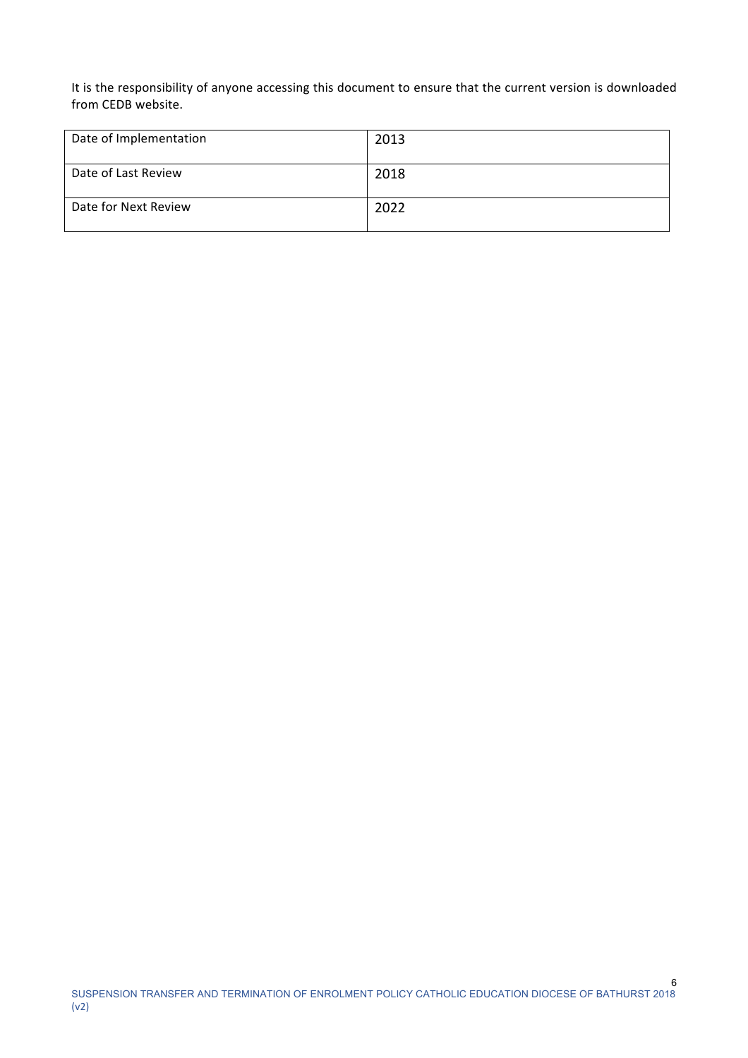It is the responsibility of anyone accessing this document to ensure that the current version is downloaded from CEDB website.

| Date of Implementation | 2013 |
| --- | --- |
| Date of Last Review | 2018 |
| Date for Next Review | 2022 |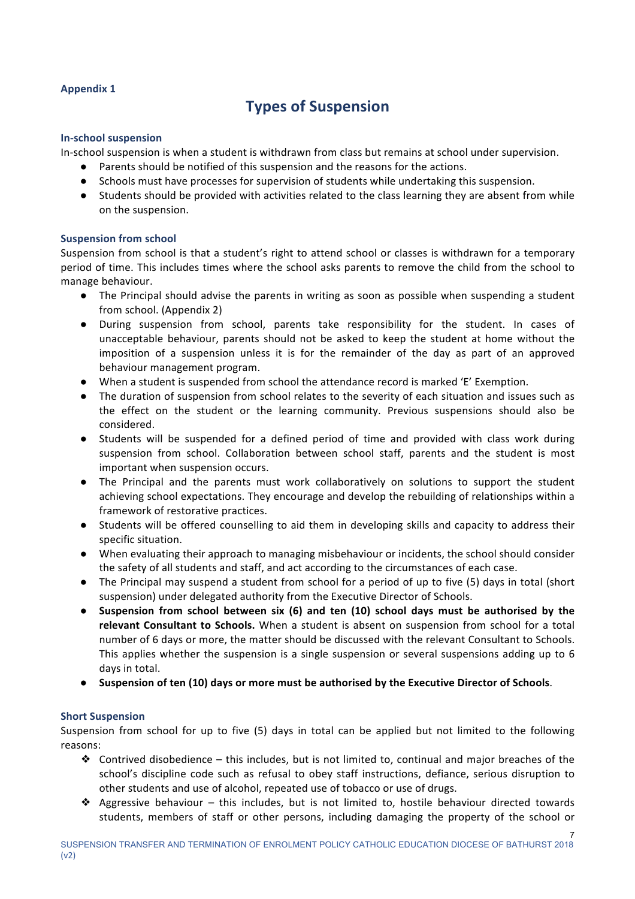**Appendix 1**

# Types of Suspension

### In-school suspension

In-school suspension is when a student is withdrawn from class but remains at school under supervision.

- Parents should be notified of this suspension and the reasons for the actions.
- Schools must have processes for supervision of students while undertaking this suspension.
- Students should be provided with activities related to the class learning they are absent from while on the suspension.

### Suspension from school

Suspension from school is that a student's right to attend school or classes is withdrawn for a temporary period of time. This includes times where the school asks parents to remove the child from the school to manage behaviour.

- The Principal should advise the parents in writing as soon as possible when suspending a student from school. (Appendix 2)
- During suspension from school, parents take responsibility for the student. In cases of unacceptable behaviour, parents should not be asked to keep the student at home without the imposition of a suspension unless it is for the remainder of the day as part of an approved behaviour management program.
- When a student is suspended from school the attendance record is marked 'E' Exemption.
- The duration of suspension from school relates to the severity of each situation and issues such as the effect on the student or the learning community. Previous suspensions should also be considered.
- Students will be suspended for a defined period of time and provided with class work during suspension from school. Collaboration between school staff, parents and the student is most important when suspension occurs.
- The Principal and the parents must work collaboratively on solutions to support the student achieving school expectations. They encourage and develop the rebuilding of relationships within a framework of restorative practices.
- Students will be offered counselling to aid them in developing skills and capacity to address their specific situation.
- When evaluating their approach to managing misbehaviour or incidents, the school should consider the safety of all students and staff, and act according to the circumstances of each case.
- The Principal may suspend a student from school for a period of up to five (5) days in total (short suspension) under delegated authority from the Executive Director of Schools.
- **Suspension from school between six (6) and ten (10) school days must be authorised by the relevant Consultant to Schools.** When a student is absent on suspension from school for a total number of 6 days or more, the matter should be discussed with the relevant Consultant to Schools. This applies whether the suspension is a single suspension or several suspensions adding up to 6 days in total.
- **Suspension of ten (10) days or more must be authorised by the Executive Director of Schools**.

### Short Suspension

Suspension from school for up to five (5) days in total can be applied but not limited to the following reasons:

- Contrived disobedience – this includes, but is not limited to, continual and major breaches of the school's discipline code such as refusal to obey staff instructions, defiance, serious disruption to other students and use of alcohol, repeated use of tobacco or use of drugs.
- Aggressive behaviour – this includes, but is not limited to, hostile behaviour directed towards students, members of staff or other persons, including damaging the property of the school or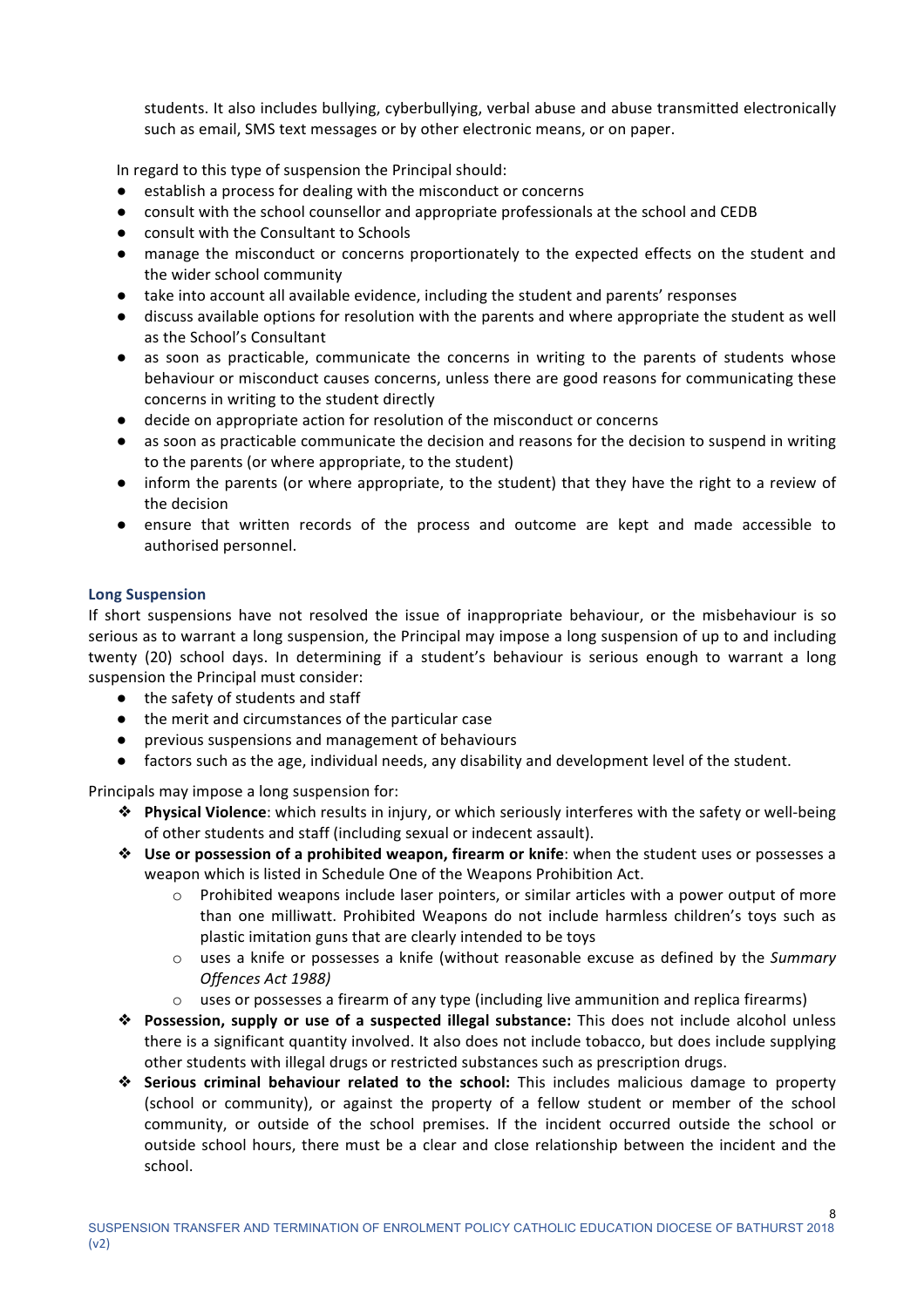students. It also includes bullying, cyberbullying, verbal abuse and abuse transmitted electronically such as email, SMS text messages or by other electronic means, or on paper.

In regard to this type of suspension the Principal should:

- establish a process for dealing with the misconduct or concerns
- consult with the school counsellor and appropriate professionals at the school and CEDB
- consult with the Consultant to Schools
- manage the misconduct or concerns proportionately to the expected effects on the student and the wider school community
- take into account all available evidence, including the student and parents' responses
- discuss available options for resolution with the parents and where appropriate the student as well as the School's Consultant
- as soon as practicable, communicate the concerns in writing to the parents of students whose behaviour or misconduct causes concerns, unless there are good reasons for communicating these concerns in writing to the student directly
- decide on appropriate action for resolution of the misconduct or concerns
- as soon as practicable communicate the decision and reasons for the decision to suspend in writing to the parents (or where appropriate, to the student)
- inform the parents (or where appropriate, to the student) that they have the right to a review of the decision
- ensure that written records of the process and outcome are kept and made accessible to authorised personnel.

### Long Suspension

If short suspensions have not resolved the issue of inappropriate behaviour, or the misbehaviour is so serious as to warrant a long suspension, the Principal may impose a long suspension of up to and including twenty (20) school days. In determining if a student's behaviour is serious enough to warrant a long suspension the Principal must consider:

- the safety of students and staff
- the merit and circumstances of the particular case
- previous suspensions and management of behaviours
- factors such as the age, individual needs, any disability and development level of the student.

Principals may impose a long suspension for:

- **Physical Violence**: which results in injury, or which seriously interferes with the safety or well-being of other students and staff (including sexual or indecent assault).
- **Use or possession of a prohibited weapon, firearm or knife**: when the student uses or possesses a weapon which is listed in Schedule One of the Weapons Prohibition Act.
  - Prohibited weapons include laser pointers, or similar articles with a power output of more than one milliwatt. Prohibited Weapons do not include harmless children's toys such as plastic imitation guns that are clearly intended to be toys
  - uses a knife or possesses a knife (without reasonable excuse as defined by the *Summary Offences Act 1988)*
  - uses or possesses a firearm of any type (including live ammunition and replica firearms)
- **Possession, supply or use of a suspected illegal substance:** This does not include alcohol unless there is a significant quantity involved. It also does not include tobacco, but does include supplying other students with illegal drugs or restricted substances such as prescription drugs.
- **Serious criminal behaviour related to the school:** This includes malicious damage to property (school or community), or against the property of a fellow student or member of the school community, or outside of the school premises. If the incident occurred outside the school or outside school hours, there must be a clear and close relationship between the incident and the school.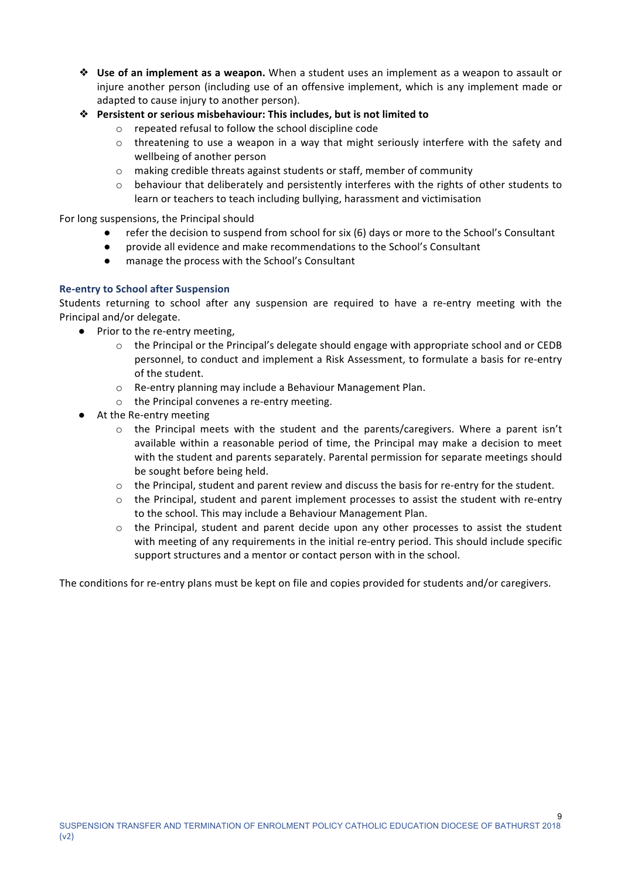- **Use of an implement as a weapon.** When a student uses an implement as a weapon to assault or injure another person (including use of an offensive implement, which is any implement made or adapted to cause injury to another person).
- **Persistent or serious misbehaviour: This includes, but is not limited to**
    - repeated refusal to follow the school discipline code
    - threatening to use a weapon in a way that might seriously interfere with the safety and wellbeing of another person
    - making credible threats against students or staff, member of community
    - behaviour that deliberately and persistently interferes with the rights of other students to learn or teachers to teach including bullying, harassment and victimisation

For long suspensions, the Principal should

- refer the decision to suspend from school for six (6) days or more to the School's Consultant
- provide all evidence and make recommendations to the School's Consultant
- manage the process with the School's Consultant

### Re-entry to School after Suspension

Students returning to school after any suspension are required to have a re-entry meeting with the Principal and/or delegate.

- Prior to the re-entry meeting,
    - the Principal or the Principal's delegate should engage with appropriate school and or CEDB personnel, to conduct and implement a Risk Assessment, to formulate a basis for re-entry of the student.
    - Re-entry planning may include a Behaviour Management Plan.
    - the Principal convenes a re-entry meeting.
- At the Re-entry meeting
    - the Principal meets with the student and the parents/caregivers. Where a parent isn't available within a reasonable period of time, the Principal may make a decision to meet with the student and parents separately. Parental permission for separate meetings should be sought before being held.
    - the Principal, student and parent review and discuss the basis for re-entry for the student.
    - the Principal, student and parent implement processes to assist the student with re-entry to the school. This may include a Behaviour Management Plan.
    - the Principal, student and parent decide upon any other processes to assist the student with meeting of any requirements in the initial re-entry period. This should include specific support structures and a mentor or contact person with in the school.

The conditions for re-entry plans must be kept on file and copies provided for students and/or caregivers.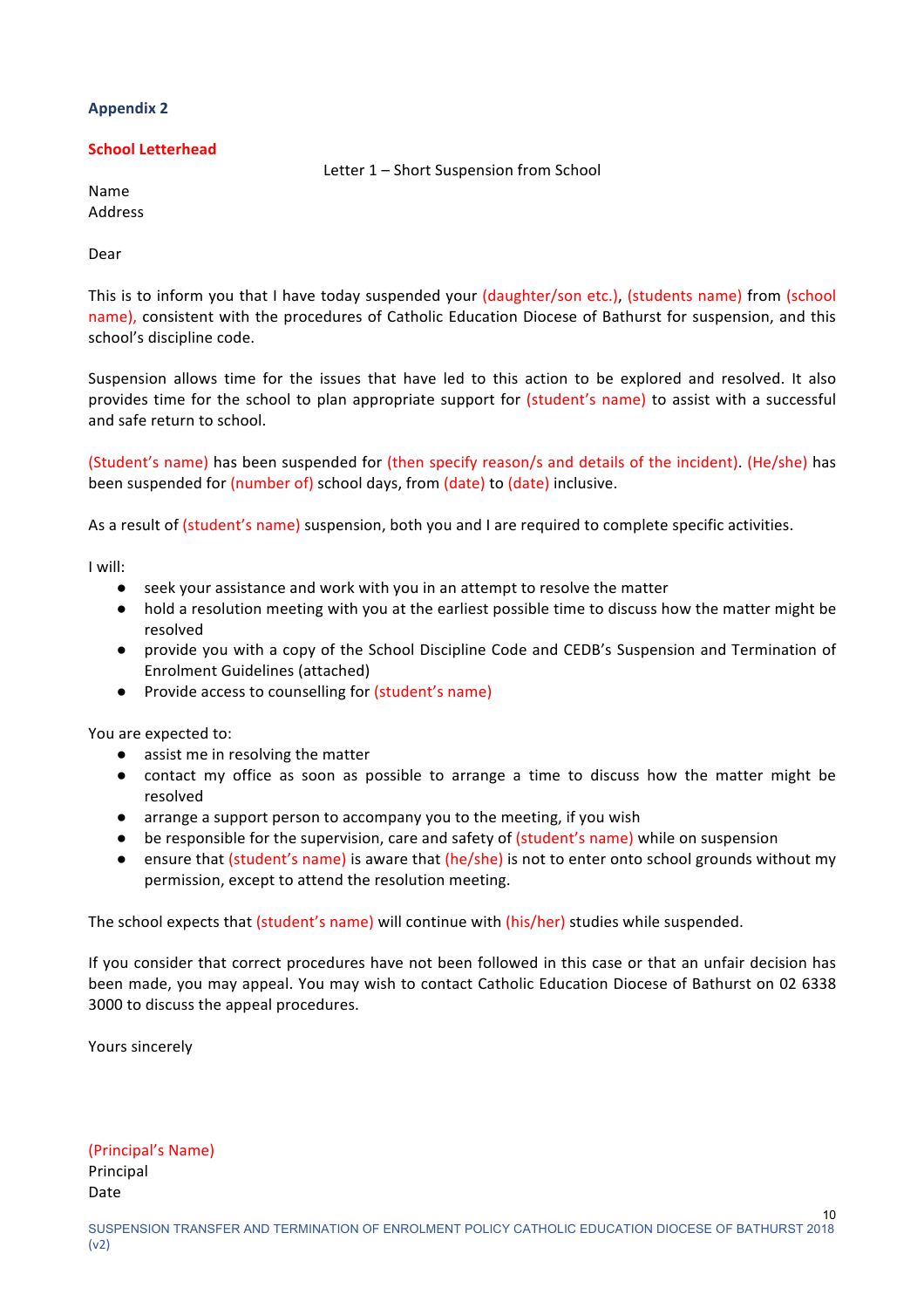**Appendix 2**

**School Letterhead**

Letter 1 – Short Suspension from School

Name
Address

Dear

This is to inform you that I have today suspended your (daughter/son etc.), (students name) from (school name), consistent with the procedures of Catholic Education Diocese of Bathurst for suspension, and this school's discipline code.

Suspension allows time for the issues that have led to this action to be explored and resolved. It also provides time for the school to plan appropriate support for (student's name) to assist with a successful and safe return to school.

(Student's name) has been suspended for (then specify reason/s and details of the incident). (He/she) has been suspended for (number of) school days, from (date) to (date) inclusive.

As a result of (student's name) suspension, both you and I are required to complete specific activities.

I will:

- seek your assistance and work with you in an attempt to resolve the matter
- hold a resolution meeting with you at the earliest possible time to discuss how the matter might be resolved
- provide you with a copy of the School Discipline Code and CEDB's Suspension and Termination of Enrolment Guidelines (attached)
- Provide access to counselling for (student's name)

You are expected to:

- assist me in resolving the matter
- contact my office as soon as possible to arrange a time to discuss how the matter might be resolved
- arrange a support person to accompany you to the meeting, if you wish
- be responsible for the supervision, care and safety of (student's name) while on suspension
- ensure that (student's name) is aware that (he/she) is not to enter onto school grounds without my permission, except to attend the resolution meeting.

The school expects that (student's name) will continue with (his/her) studies while suspended.

If you consider that correct procedures have not been followed in this case or that an unfair decision has been made, you may appeal. You may wish to contact Catholic Education Diocese of Bathurst on 02 6338 3000 to discuss the appeal procedures.

Yours sincerely

(Principal's Name)
Principal
Date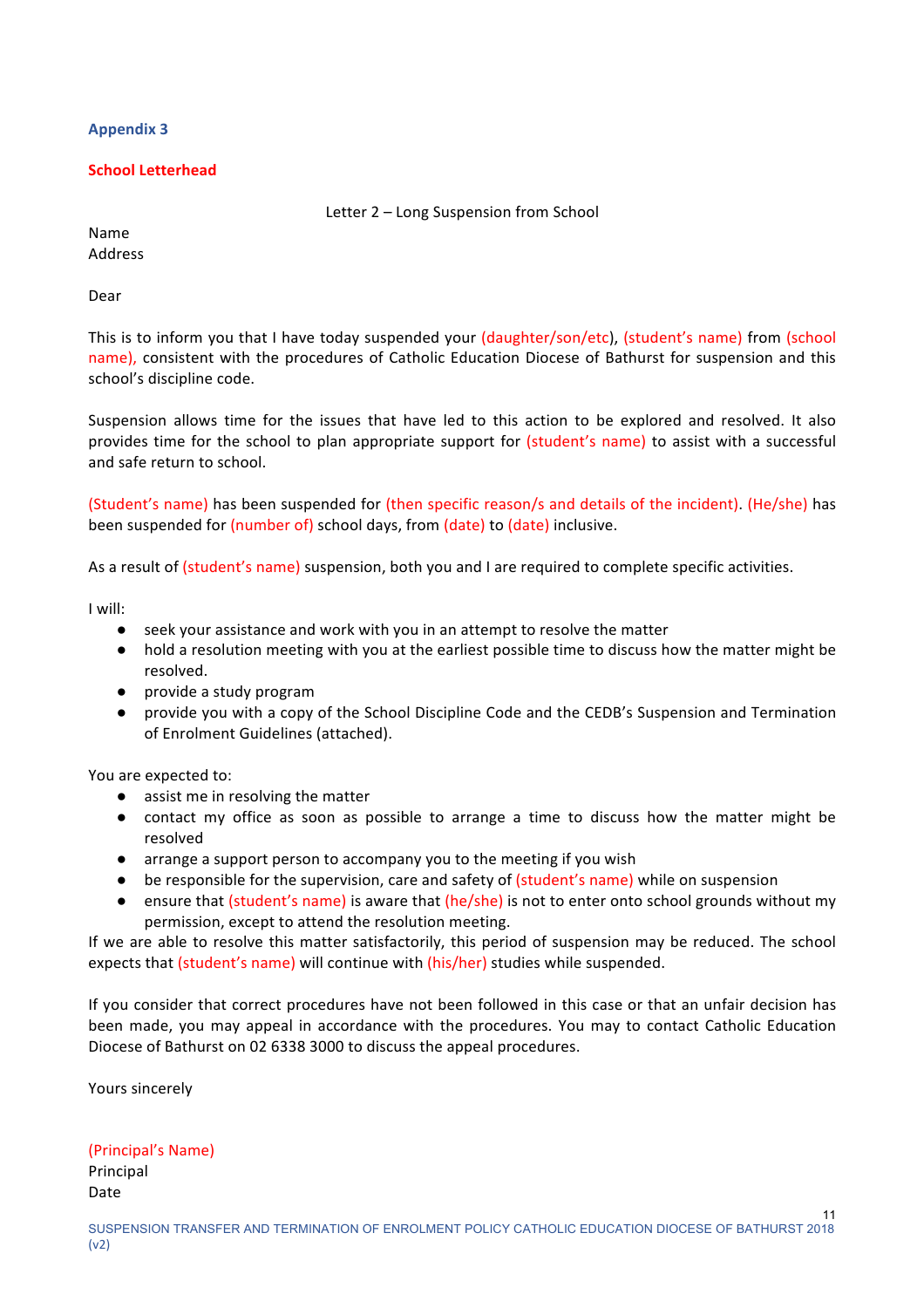**Appendix 3**

**School Letterhead**

Letter 2 – Long Suspension from School

Name
Address

Dear

This is to inform you that I have today suspended your (daughter/son/etc), (student's name) from (school name), consistent with the procedures of Catholic Education Diocese of Bathurst for suspension and this school's discipline code.

Suspension allows time for the issues that have led to this action to be explored and resolved. It also provides time for the school to plan appropriate support for (student's name) to assist with a successful and safe return to school.

(Student's name) has been suspended for (then specific reason/s and details of the incident). (He/she) has been suspended for (number of) school days, from (date) to (date) inclusive.

As a result of (student's name) suspension, both you and I are required to complete specific activities.

I will:

- seek your assistance and work with you in an attempt to resolve the matter
- hold a resolution meeting with you at the earliest possible time to discuss how the matter might be resolved.
- provide a study program
- provide you with a copy of the School Discipline Code and the CEDB's Suspension and Termination of Enrolment Guidelines (attached).

You are expected to:

- assist me in resolving the matter
- contact my office as soon as possible to arrange a time to discuss how the matter might be resolved
- arrange a support person to accompany you to the meeting if you wish
- be responsible for the supervision, care and safety of (student's name) while on suspension
- ensure that (student's name) is aware that (he/she) is not to enter onto school grounds without my permission, except to attend the resolution meeting.

If we are able to resolve this matter satisfactorily, this period of suspension may be reduced. The school expects that (student's name) will continue with (his/her) studies while suspended.

If you consider that correct procedures have not been followed in this case or that an unfair decision has been made, you may appeal in accordance with the procedures. You may to contact Catholic Education Diocese of Bathurst on 02 6338 3000 to discuss the appeal procedures.

Yours sincerely

(Principal's Name)
Principal
Date